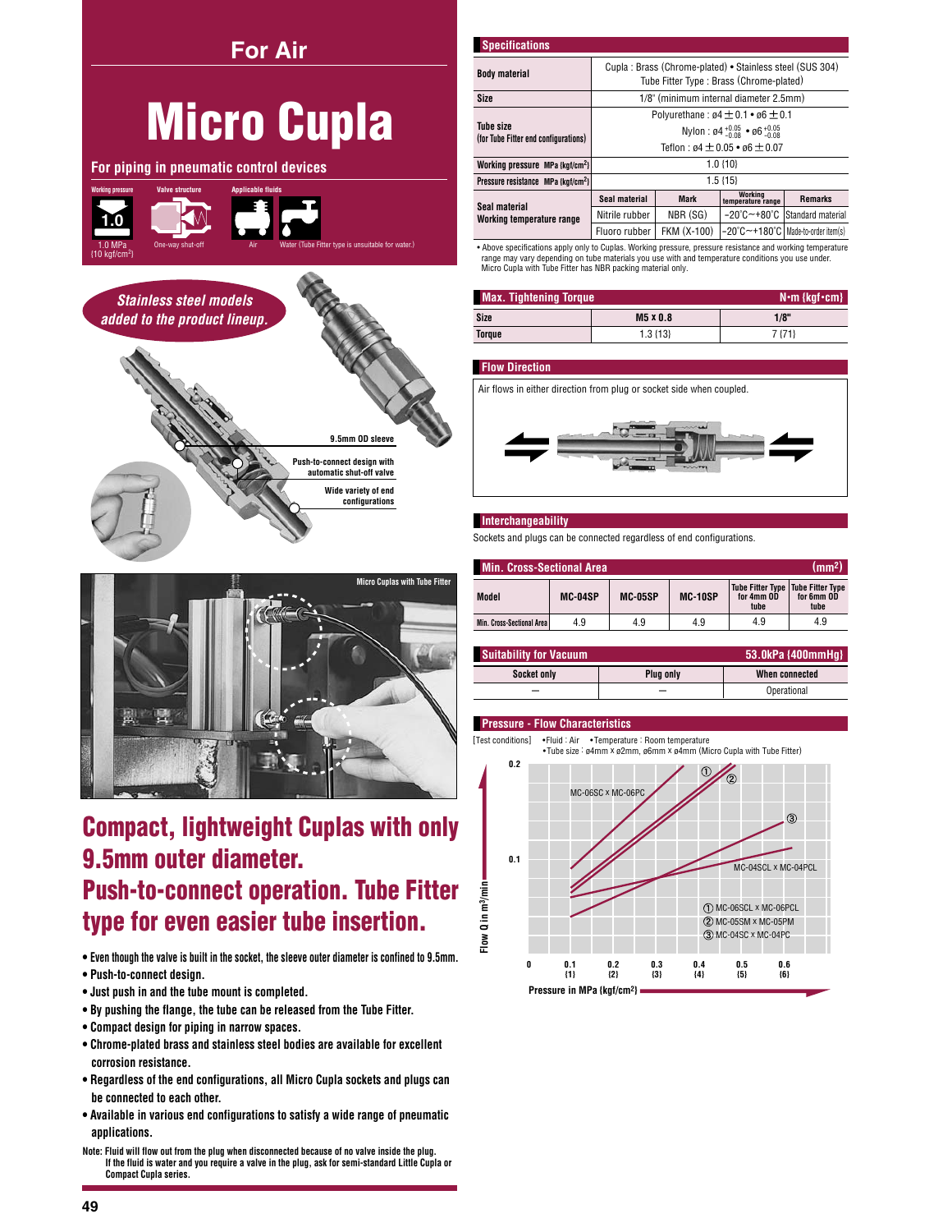## For Air

# Micro Cupla

### For piping in pneumatic control devices

Working pressure: 1.0 MPa {10 kgf/cm²} | Valve structure: One-way shut-off | Applicable fluids: Air, Water (Tube Fitter type is unsuitable for water.)

*Stainless steel models added to the product lineup.*

9.5mm OD sleeve

Push-to-connect design with automatic shut-off valve

Wide variety of end configurations

Micro Cuplas with Tube Fitter

## Compact, lightweight Cuplas with only 9.5mm outer diameter. Push-to-connect operation. Tube Fitter type for even easier tube insertion.

- Even though the valve is built in the socket, the sleeve outer diameter is confined to 9.5mm.
- Push-to-connect design.
- Just push in and the tube mount is completed.
- By pushing the flange, the tube can be released from the Tube Fitter.
- Compact design for piping in narrow spaces.
- Chrome-plated brass and stainless steel bodies are available for excellent corrosion resistance.
- Regardless of the end configurations, all Micro Cupla sockets and plugs can be connected to each other.
- Available in various end configurations to satisfy a wide range of pneumatic applications.

Note: Fluid will flow out from the plug when disconnected because of no valve inside the plug.
If the fluid is water and you require a valve in the plug, ask for semi-standard Little Cupla or Compact Cupla series.

### Specifications

| | | | | |
|---|---|---|---|---|
| Body material | Cupla : Brass (Chrome-plated) • Stainless steel (SUS 304)<br>Tube Fitter Type : Brass (Chrome-plated) | | | |
| Size | 1/8" (minimum internal diameter 2.5mm) | | | |
| Tube size (for Tube Fitter end configurations) | Polyurethane : ø4 ± 0.1 • ø6 ± 0.1<br>Nylon : ø4 $^{+0.05}_{-0.08}$ • ø6 $^{+0.05}_{-0.08}$<br>Teflon : ø4 ± 0.05 • ø6 ± 0.07 | | | |
| Working pressure MPa {kgf/cm²} | 1.0 {10} | | | |
| Pressure resistance MPa {kgf/cm²} | 1.5 {15} | | | |
| Seal material / Working temperature range | Seal material | Mark | Working temperature range | Remarks |
| | Nitrile rubber | NBR (SG) | -20°C ~ +80°C | Standard material |
| | Fluoro rubber | FKM (X-100) | -20°C ~ +180°C | Made-to-order item(s) |

• Above specifications apply only to Cuplas. Working pressure, pressure resistance and working temperature range may vary depending on tube materials you use with and temperature conditions you use under. Micro Cupla with Tube Fitter has NBR packing material only.

### Max. Tightening Torque N•m {kgf•cm}

| Size | M5 x 0.8 | 1/8" |
|---|---|---|
| Torque | 1.3 {13} | 7 {71} |

### Flow Direction

Air flows in either direction from plug or socket side when coupled.

### Interchangeability

Sockets and plugs can be connected regardless of end configurations.

### Min. Cross-Sectional Area (mm²)

| Model | MC-04SP | MC-05SP | MC-10SP | Tube Fitter Type for 4mm OD tube | Tube Fitter Type for 6mm OD tube |
|---|---|---|---|---|---|
| Min. Cross-Sectional Area | 4.9 | 4.9 | 4.9 | 4.9 | 4.9 |

### Suitability for Vacuum 53.0kPa {400mmHg}

| Socket only | Plug only | When connected |
|---|---|---|
| — | — | Operational |

### Pressure - Flow Characteristics

[Test conditions] •Fluid : Air •Temperature : Room temperature
•Tube size : ø4mm x ø2mm, ø6mm x ø4mm (Micro Cupla with Tube Fitter)

Graph: Flow Q in m³/min (0 – 0.2) vs. Pressure in MPa (kgf/cm²) 0.1 {1} – 0.6 {6}. Lines: MC-06SC x MC-06PC, MC-04SCL x MC-04PCL, ① MC-06SCL x MC-06PCL, ② MC-05SM x MC-05PM, ③ MC-04SC x MC-04PC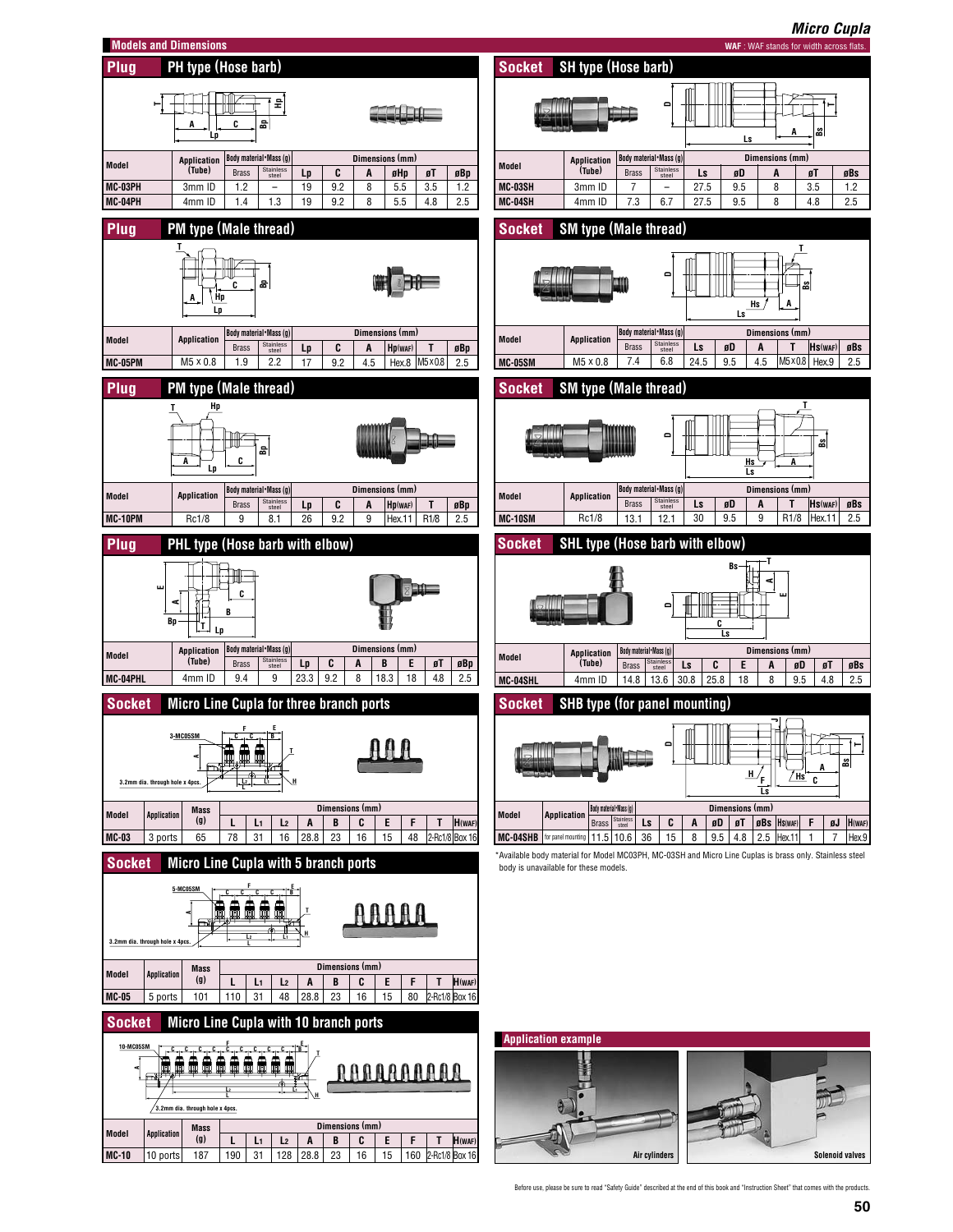## Models and Dimensions

WAF : WAF stands for width across flats.

### Plug PH type (Hose barb)

| Model | Application (Tube) | Body material・Mass (g) | | Dimensions (mm) | | | | | |
|---|---|---|---|---|---|---|---|---|---|
| | | Brass | Stainless steel | Lp | C | A | øHp | øT | øBp |
| MC-03PH | 3mm ID | 1.2 | – | 19 | 9.2 | 8 | 5.5 | 3.5 | 1.2 |
| MC-04PH | 4mm ID | 1.4 | 1.3 | 19 | 9.2 | 8 | 5.5 | 4.8 | 2.5 |

### Socket SH type (Hose barb)

| Model | Application (Tube) | Body material・Mass (g) | | Dimensions (mm) | | | | |
|---|---|---|---|---|---|---|---|---|
| | | Brass | Stainless steel | Ls | øD | A | øT | øBs |
| MC-03SH | 3mm ID | 7 | – | 27.5 | 9.5 | 8 | 3.5 | 1.2 |
| MC-04SH | 4mm ID | 7.3 | 6.7 | 27.5 | 9.5 | 8 | 4.8 | 2.5 |

### Plug PM type (Male thread)

| Model | Application | Body material・Mass (g) | | Dimensions (mm) | | | | | |
|---|---|---|---|---|---|---|---|---|---|
| | | Brass | Stainless steel | Lp | C | A | Hp(WAF) | T | øBp |
| MC-05PM | M5 × 0.8 | 1.9 | 2.2 | 17 | 9.2 | 4.5 | Hex.8 | M5×0.8 | 2.5 |

### Socket SM type (Male thread)

| Model | Application | Body material・Mass (g) | | Dimensions (mm) | | | | | | |
|---|---|---|---|---|---|---|---|---|---|---|
| | | Brass | Stainless steel | Ls | øD | A | T | Hs(WAF) | øBs |
| MC-05SM | M5 × 0.8 | 7.4 | 6.8 | 24.5 | 9.5 | 4.5 | M5×0.8 | Hex.9 | 2.5 |

### Plug PM type (Male thread)

| Model | Application | Body material・Mass (g) | | Dimensions (mm) | | | | | |
|---|---|---|---|---|---|---|---|---|---|
| | | Brass | Stainless steel | Lp | C | A | Hp(WAF) | T | øBp |
| MC-10PM | Rc1/8 | 9 | 8.1 | 26 | 9.2 | 9 | Hex.11 | R1/8 | 2.5 |

### Socket SM type (Male thread)

| Model | Application | Body material・Mass (g) | | Dimensions (mm) | | | | | |
|---|---|---|---|---|---|---|---|---|---|
| | | Brass | Stainless steel | Ls | øD | A | T | Hs(WAF) | øBs |
| MC-10SM | Rc1/8 | 13.1 | 12.1 | 30 | 9.5 | 9 | R1/8 | Hex.11 | 2.5 |

### Plug PHL type (Hose barb with elbow)

| Model | Application (Tube) | Body material・Mass (g) | | Dimensions (mm) | | | | | | |
|---|---|---|---|---|---|---|---|---|---|---|
| | | Brass | Stainless steel | Lp | C | A | B | E | øT | øBp |
| MC-04PHL | 4mm ID | 9.4 | 9 | 23.3 | 9.2 | 8 | 18.3 | 18 | 4.8 | 2.5 |

### Socket SHL type (Hose barb with elbow)

| Model | Application (Tube) | Body material・Mass (g) | | Dimensions (mm) | | | | | | |
|---|---|---|---|---|---|---|---|---|---|---|
| | | Brass | Stainless steel | Ls | C | E | A | øD | øT | øBs |
| MC-04SHL | 4mm ID | 14.8 | 13.6 | 30.8 | 25.8 | 18 | 8 | 9.5 | 4.8 | 2.5 |

### Socket Micro Line Cupla for three branch ports

3.2mm dia. through hole x 4pcs.

| Model | Application | Mass (g) | Dimensions (mm) | | | | | | | | | |
|---|---|---|---|---|---|---|---|---|---|---|---|---|
| | | | L | L1 | L2 | A | B | C | E | F | T | H(WAF) |
| MC-03 | 3 ports | 65 | 78 | 31 | 16 | 28.8 | 23 | 16 | 15 | 48 | 2-Rc1/8 | Box 16 |

### Socket SHB type (for panel mounting)

| Model | Application | Body material・Mass (g) | | Dimensions (mm) | | | | | | | | | |
|---|---|---|---|---|---|---|---|---|---|---|---|---|---|
| | | Brass | Stainless steel | Ls | C | A | øD | øT | øBs | Hs(WAF) | F | øJ | H(WAF) |
| MC-04SHB | for panel mounting | 11.5 | 10.6 | 36 | 15 | 8 | 9.5 | 4.8 | 2.5 | Hex.11 | 1 | 7 | Hex.9 |

*Available body material for Model MC03PH, MC-03SH and Micro Line Cuplas is brass only. Stainless steel body is unavailable for these models.

### Socket Micro Line Cupla with 5 branch ports

3.2mm dia. through hole x 4pcs.

| Model | Application | Mass (g) | Dimensions (mm) | | | | | | | | | |
|---|---|---|---|---|---|---|---|---|---|---|---|---|
| | | | L | L1 | L2 | A | B | C | E | F | T | H(WAF) |
| MC-05 | 5 ports | 101 | 110 | 31 | 48 | 28.8 | 23 | 16 | 15 | 80 | 2-Rc1/8 | Box 16 |

### Socket Micro Line Cupla with 10 branch ports

3.2mm dia. through hole x 4pcs.

| Model | Application | Mass (g) | Dimensions (mm) | | | | | | | | | |
|---|---|---|---|---|---|---|---|---|---|---|---|---|
| | | | L | L1 | L2 | A | B | C | E | F | T | H(WAF) |
| MC-10 | 10 ports | 187 | 190 | 31 | 128 | 28.8 | 23 | 16 | 15 | 160 | 2-Rc1/8 | Box 16 |

### Application example

Air cylinders

Solenoid valves

Before use, please be sure to read "Safety Guide" described at the end of this book and "Instruction Sheet" that comes with the products.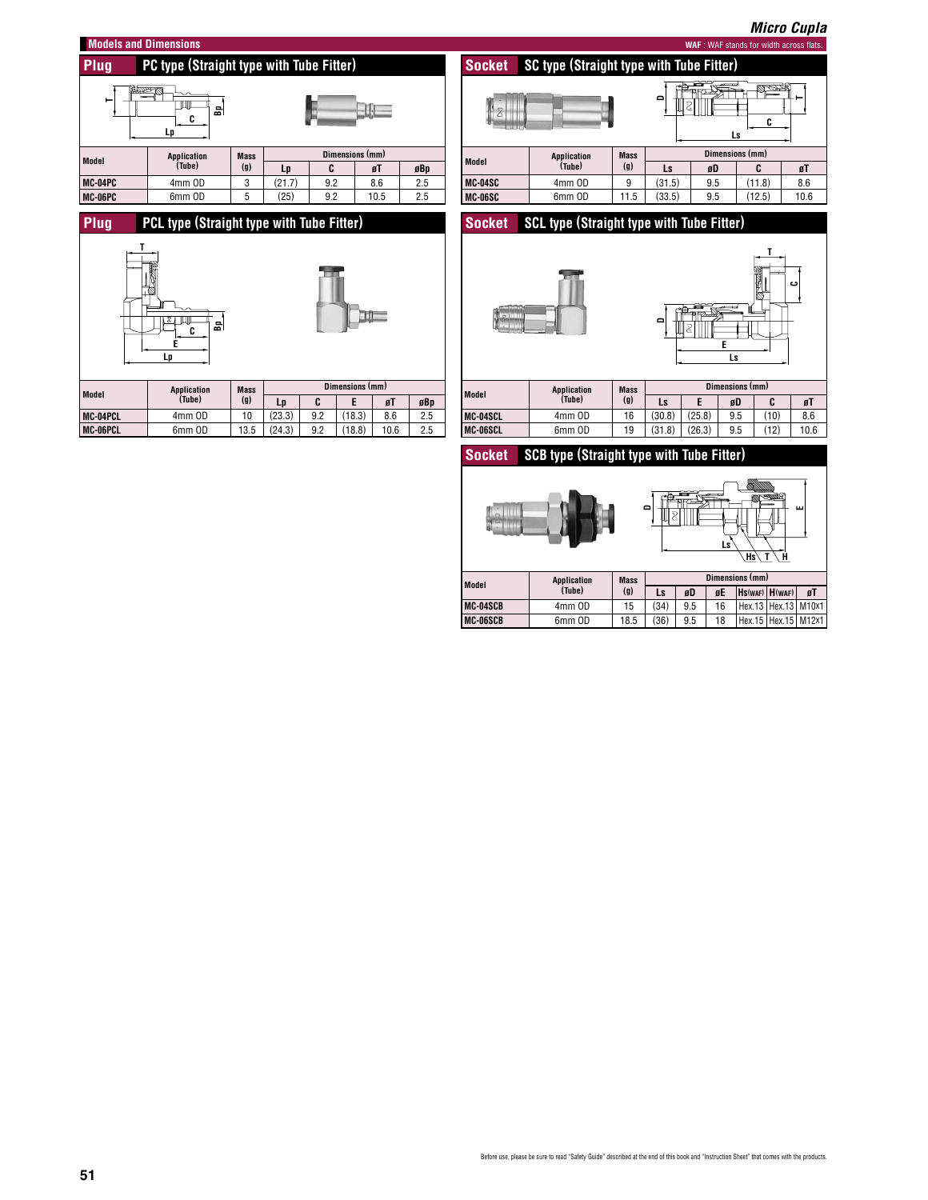## Models and Dimensions

WAF : WAF stands for width across flats.

### Plug PC type (Straight type with Tube Fitter)

| Model | Application (Tube) | Mass (g) | Dimensions (mm) | | | |
|---|---|---|---|---|---|---|
| | | | Lp | C | øT | øBp |
| MC-04PC | 4mm OD | 3 | (21.7) | 9.2 | 8.6 | 2.5 |
| MC-06PC | 6mm OD | 5 | (25) | 9.2 | 10.5 | 2.5 |

### Plug PCL type (Straight type with Tube Fitter)

| Model | Application (Tube) | Mass (g) | Dimensions (mm) | | | | |
|---|---|---|---|---|---|---|---|
| | | | Lp | C | E | øT | øBp |
| MC-04PCL | 4mm OD | 10 | (23.3) | 9.2 | (18.3) | 8.6 | 2.5 |
| MC-06PCL | 6mm OD | 13.5 | (24.3) | 9.2 | (18.8) | 10.6 | 2.5 |

### Socket SC type (Straight type with Tube Fitter)

| Model | Application (Tube) | Mass (g) | Dimensions (mm) | | | |
|---|---|---|---|---|---|---|
| | | | Ls | øD | C | øT |
| MC-04SC | 4mm OD | 9 | (31.5) | 9.5 | (11.8) | 8.6 |
| MC-06SC | 6mm OD | 11.5 | (33.5) | 9.5 | (12.5) | 10.6 |

### Socket SCL type (Straight type with Tube Fitter)

| Model | Application (Tube) | Mass (g) | Dimensions (mm) | | | | |
|---|---|---|---|---|---|---|---|
| | | | Ls | E | øD | C | øT |
| MC-04SCL | 4mm OD | 16 | (30.8) | (25.8) | 9.5 | (10) | 8.6 |
| MC-06SCL | 6mm OD | 19 | (31.8) | (26.3) | 9.5 | (12) | 10.6 |

### Socket SCB type (Straight type with Tube Fitter)

| Model | Application (Tube) | Mass (g) | Dimensions (mm) | | | | | |
|---|---|---|---|---|---|---|---|---|
| | | | Ls | øD | øE | Hs(WAF) | H(WAF) | øT |
| MC-04SCB | 4mm OD | 15 | (34) | 9.5 | 16 | Hex.13 | Hex.13 | M10x1 |
| MC-06SCB | 6mm OD | 18.5 | (36) | 9.5 | 18 | Hex.15 | Hex.15 | M12x1 |

Before use, please be sure to read "Safety Guide" described at the end of this book and "Instruction Sheet" that comes with the products.